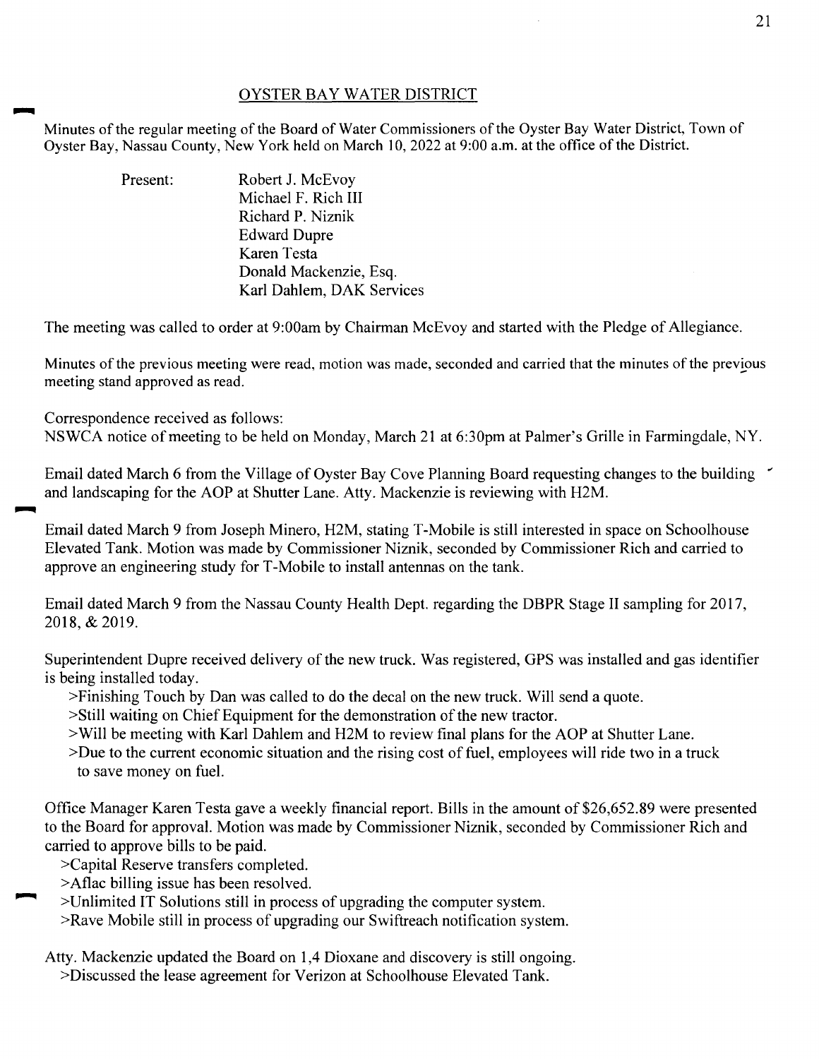# OYSTER BAY WATER DISTRICT

Minutes of the regular meeting of the Board of Water Commissioners of the Oyster Bay Water District, Town of Oyster Bay, Nassau County, New York held on March 10, 2022 at 9:00 a.m. at the office of the District.

Present:
- Robert J. McEvoy
- Michael F. Rich III
- Richard P. Niznik
- Edward Dupre
- Karen Testa
- Donald Mackenzie, Esq.
- Karl Dahlem, DAK Services

The meeting was called to order at 9:00am by Chairman McEvoy and started with the Pledge of Allegiance.

Minutes of the previous meeting were read, motion was made, seconded and carried that the minutes of the previous meeting stand approved as read.

Correspondence received as follows:
NSWCA notice of meeting to be held on Monday, March 21 at 6:30pm at Palmer's Grille in Farmingdale, NY.

Email dated March 6 from the Village of Oyster Bay Cove Planning Board requesting changes to the building and landscaping for the AOP at Shutter Lane. Atty. Mackenzie is reviewing with H2M.

Email dated March 9 from Joseph Minero, H2M, stating T-Mobile is still interested in space on Schoolhouse Elevated Tank. Motion was made by Commissioner Niznik, seconded by Commissioner Rich and carried to approve an engineering study for T-Mobile to install antennas on the tank.

Email dated March 9 from the Nassau County Health Dept. regarding the DBPR Stage II sampling for 2017, 2018, & 2019.

Superintendent Dupre received delivery of the new truck. Was registered, GPS was installed and gas identifier is being installed today.

>Finishing Touch by Dan was called to do the decal on the new truck. Will send a quote.
>Still waiting on Chief Equipment for the demonstration of the new tractor.
>Will be meeting with Karl Dahlem and H2M to review final plans for the AOP at Shutter Lane.
>Due to the current economic situation and the rising cost of fuel, employees will ride two in a truck to save money on fuel.

Office Manager Karen Testa gave a weekly financial report. Bills in the amount of $26,652.89 were presented to the Board for approval. Motion was made by Commissioner Niznik, seconded by Commissioner Rich and carried to approve bills to be paid.

>Capital Reserve transfers completed.
>Aflac billing issue has been resolved.
>Unlimited IT Solutions still in process of upgrading the computer system.
>Rave Mobile still in process of upgrading our Swiftreach notification system.

Atty. Mackenzie updated the Board on 1,4 Dioxane and discovery is still ongoing.

>Discussed the lease agreement for Verizon at Schoolhouse Elevated Tank.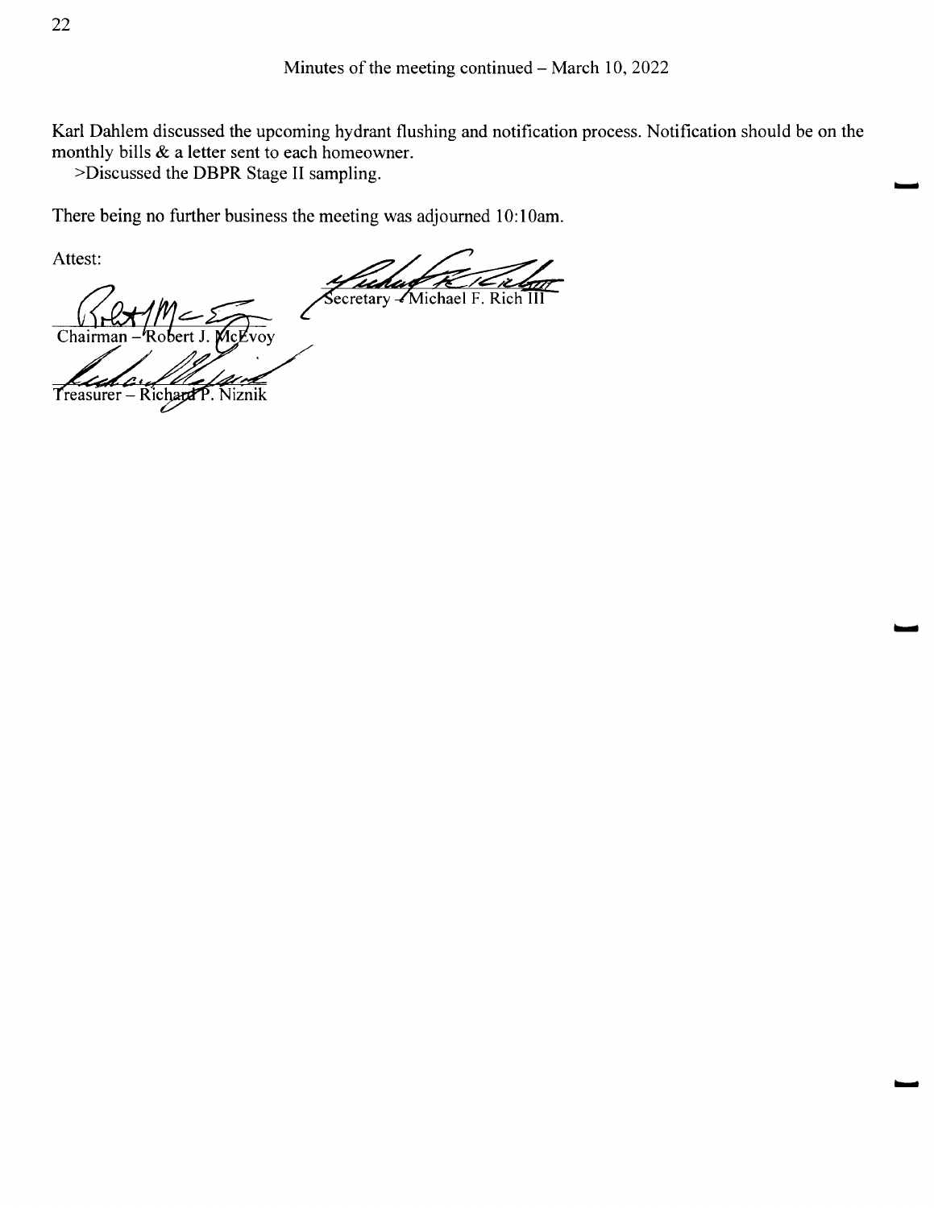Minutes of the meeting continued – March 10, 2022

Karl Dahlem discussed the upcoming hydrant flushing and notification process. Notification should be on the monthly bills & a letter sent to each homeowner.

>Discussed the DBPR Stage II sampling.

There being no further business the meeting was adjourned 10:10am.

Attest:

Secretary – Michael F. Rich III

Chairman – Robert J. McEvoy

Treasurer – Richard P. Niznik